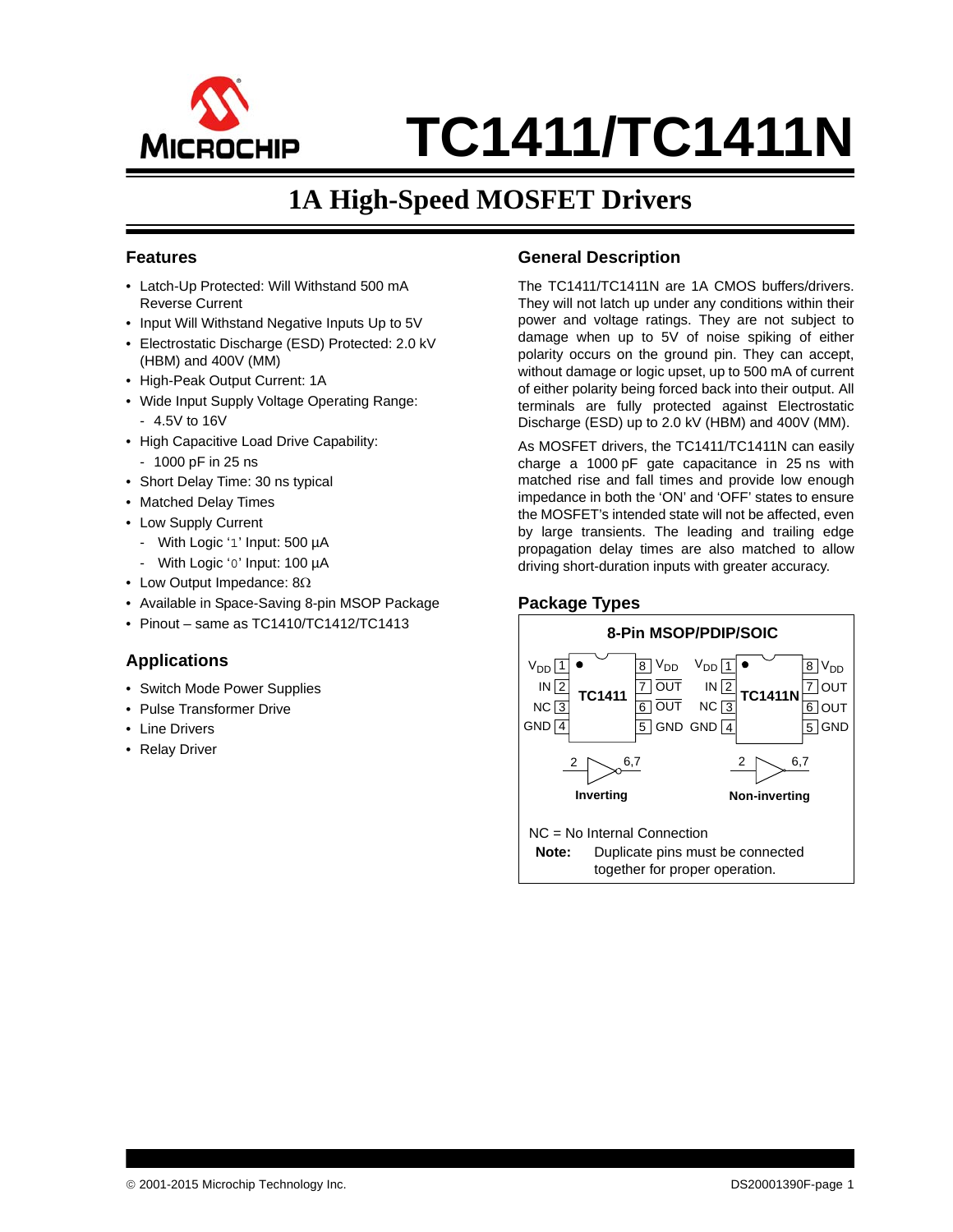# TC1411/TC1411N

## 1A High-Speed MOSFET Drivers

### Features

- Latch-Up Protected: Will Withstand 500 mA Reverse Current
- Input Will Withstand Negative Inputs Up to 5V
- Electrostatic Discharge (ESD) Protected: 2.0 kV (HBM) and 400V (MM)
- High-Peak Output Current: 1A
- Wide Input Supply Voltage Operating Range:
  - 4.5V to 16V
- High Capacitive Load Drive Capability:
  - 1000 pF in 25 ns
- Short Delay Time: 30 ns typical
- Matched Delay Times
- Low Supply Current
  - With Logic '1' Input: 500 µA
  - With Logic '0' Input: 100 µA
- Low Output Impedance: 8Ω
- Available in Space-Saving 8-pin MSOP Package
- Pinout – same as TC1410/TC1412/TC1413

### Applications

- Switch Mode Power Supplies
- Pulse Transformer Drive
- Line Drivers
- Relay Driver

### General Description

The TC1411/TC1411N are 1A CMOS buffers/drivers. They will not latch up under any conditions within their power and voltage ratings. They are not subject to damage when up to 5V of noise spiking of either polarity occurs on the ground pin. They can accept, without damage or logic upset, up to 500 mA of current of either polarity being forced back into their output. All terminals are fully protected against Electrostatic Discharge (ESD) up to 2.0 kV (HBM) and 400V (MM).

As MOSFET drivers, the TC1411/TC1411N can easily charge a 1000 pF gate capacitance in 25 ns with matched rise and fall times and provide low enough impedance in both the 'ON' and 'OFF' states to ensure the MOSFET's intended state will not be affected, even by large transients. The leading and trailing edge propagation delay times are also matched to allow driving short-duration inputs with greater accuracy.

### Package Types

**8-Pin MSOP/PDIP/SOIC**

| Pin | TC1411 | Pin | TC1411 |
|---|---|---|---|
| 1 | $V_{DD}$ | 8 | $V_{DD}$ |
| 2 | IN | 7 | $\overline{OUT}$ |
| 3 | NC | 6 | $\overline{OUT}$ |
| 4 | GND | 5 | GND |

| Pin | TC1411N | Pin | TC1411N |
|---|---|---|---|
| 1 | $V_{DD}$ | 8 | $V_{DD}$ |
| 2 | IN | 7 | OUT |
| 3 | NC | 6 | OUT |
| 4 | GND | 5 | GND |

TC1411: 2 → 6,7 **Inverting**

TC1411N: 2 → 6,7 **Non-inverting**

NC = No Internal Connection

**Note:** Duplicate pins must be connected together for proper operation.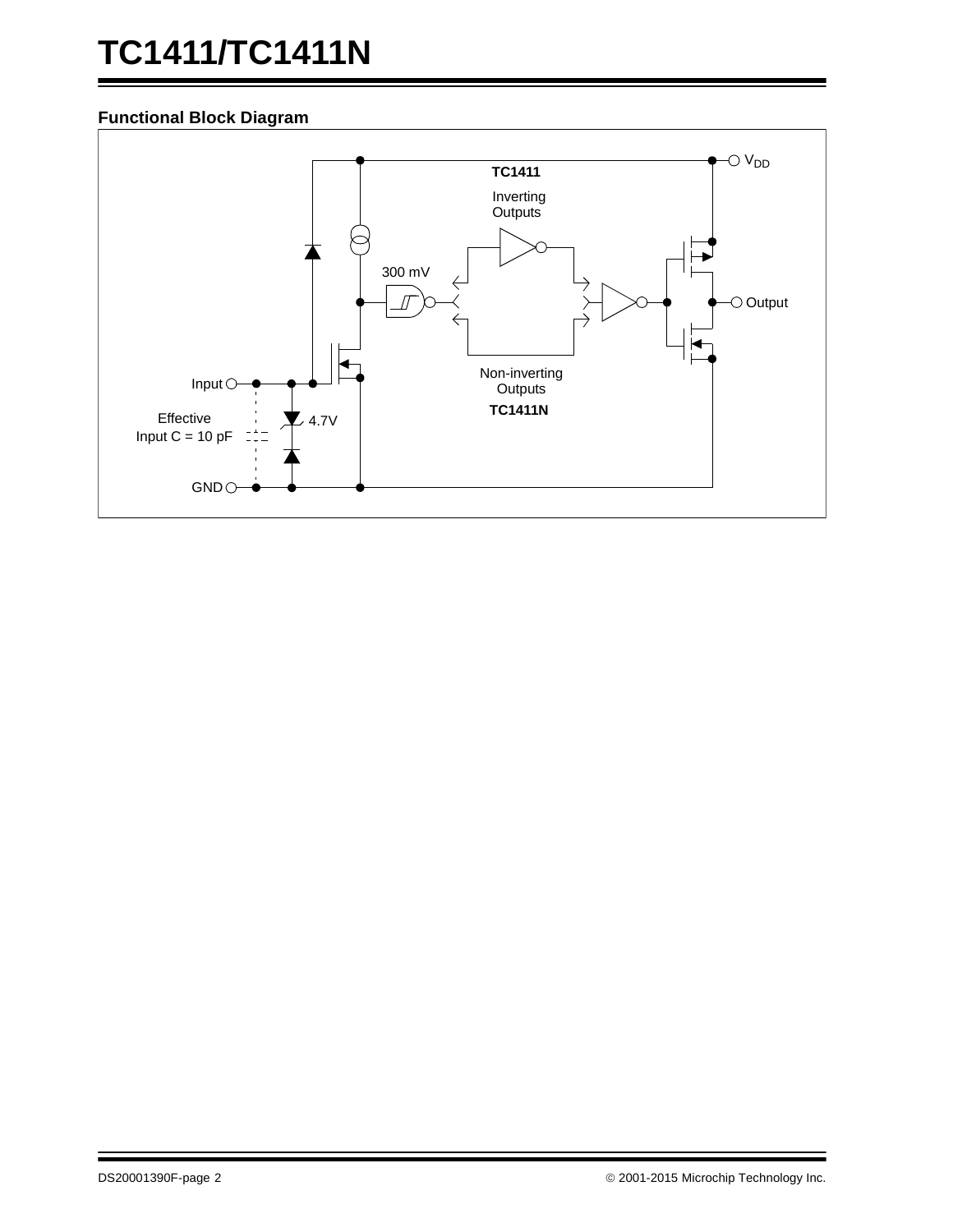## Functional Block Diagram

TC1411

Inverting Outputs

300 mV

$V_{DD}$

Output

Input

Effective Input C = 10 pF

4.7V

Non-inverting Outputs

TC1411N

GND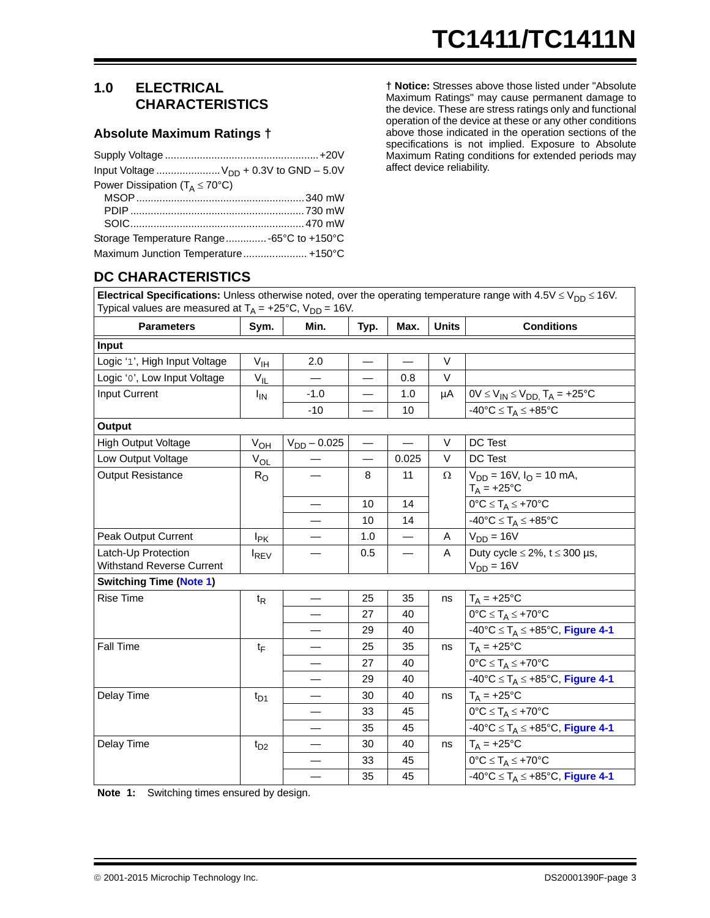## 1.0 ELECTRICAL CHARACTERISTICS

### Absolute Maximum Ratings †

Supply Voltage ..................................................... +20V

Input Voltage ...................... $V_{DD}$ + 0.3V to GND – 5.0V

Power Dissipation ($T_A \le 70°C$)

- MSOP .......................................................... 340 mW
- PDIP ............................................................ 730 mW
- SOIC............................................................ 470 mW

Storage Temperature Range.............. -65°C to +150°C

Maximum Junction Temperature ...................... +150°C

**† Notice:** Stresses above those listed under "Absolute Maximum Ratings" may cause permanent damage to the device. These are stress ratings only and functional operation of the device at these or any other conditions above those indicated in the operation sections of the specifications is not implied. Exposure to Absolute Maximum Rating conditions for extended periods may affect device reliability.

## DC CHARACTERISTICS

**Electrical Specifications:** Unless otherwise noted, over the operating temperature range with $4.5V \le V_{DD} \le 16V$. Typical values are measured at $T_A$ = +25°C, $V_{DD}$ = 16V.

| Parameters | Sym. | Min. | Typ. | Max. | Units | Conditions |
|---|---|---|---|---|---|---|
| **Input** | | | | | | |
| Logic '1', High Input Voltage | $V_{IH}$ | 2.0 | — | — | V | |
| Logic '0', Low Input Voltage | $V_{IL}$ | — | — | 0.8 | V | |
| Input Current | $I_{IN}$ | -1.0 | — | 1.0 | µA | $0V \le V_{IN} \le V_{DD}$, $T_A$ = +25°C |
| | | -10 | — | 10 | | $-40°C \le T_A \le +85°C$ |
| **Output** | | | | | | |
| High Output Voltage | $V_{OH}$ | $V_{DD}$ – 0.025 | — | — | V | DC Test |
| Low Output Voltage | $V_{OL}$ | — | — | 0.025 | V | DC Test |
| Output Resistance | $R_O$ | — | 8 | 11 | Ω | $V_{DD}$ = 16V, $I_O$ = 10 mA, $T_A$ = +25°C |
| | | — | 10 | 14 | | $0°C \le T_A \le +70°C$ |
| | | — | 10 | 14 | | $-40°C \le T_A \le +85°C$ |
| Peak Output Current | $I_{PK}$ | — | 1.0 | — | A | $V_{DD}$ = 16V |
| Latch-Up Protection Withstand Reverse Current | $I_{REV}$ | — | 0.5 | — | A | Duty cycle ≤ 2%, t ≤ 300 µs, $V_{DD}$ = 16V |
| **Switching Time (Note 1)** | | | | | | |
| Rise Time | $t_R$ | — | 25 | 35 | ns | $T_A$ = +25°C |
| | | — | 27 | 40 | | $0°C \le T_A \le +70°C$ |
| | | — | 29 | 40 | | $-40°C \le T_A \le +85°C$, Figure 4-1 |
| Fall Time | $t_F$ | — | 25 | 35 | ns | $T_A$ = +25°C |
| | | — | 27 | 40 | | $0°C \le T_A \le +70°C$ |
| | | — | 29 | 40 | | $-40°C \le T_A \le +85°C$, Figure 4-1 |
| Delay Time | $t_{D1}$ | — | 30 | 40 | ns | $T_A$ = +25°C |
| | | — | 33 | 45 | | $0°C \le T_A \le +70°C$ |
| | | — | 35 | 45 | | $-40°C \le T_A \le +85°C$, Figure 4-1 |
| Delay Time | $t_{D2}$ | — | 30 | 40 | ns | $T_A$ = +25°C |
| | | — | 33 | 45 | | $0°C \le T_A \le +70°C$ |
| | | — | 35 | 45 | | $-40°C \le T_A \le +85°C$, Figure 4-1 |

**Note 1:** Switching times ensured by design.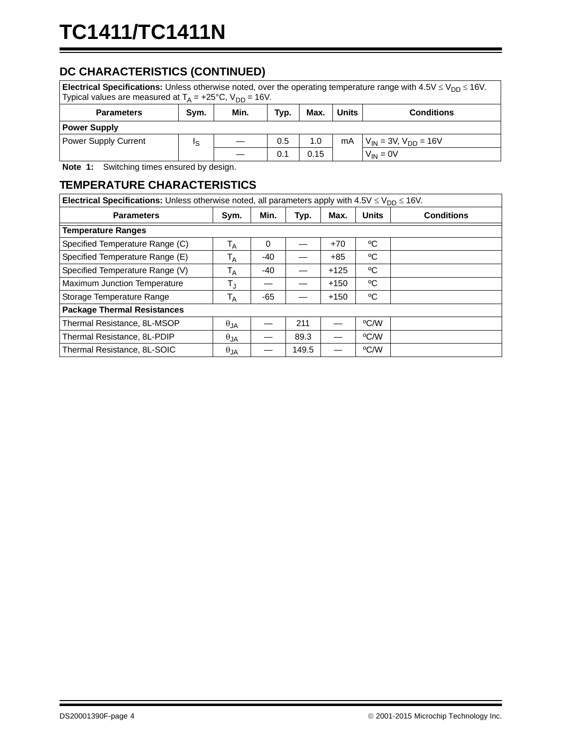## DC CHARACTERISTICS (CONTINUED)

| **Electrical Specifications:** Unless otherwise noted, over the operating temperature range with 4.5V ≤ $V_{DD}$ ≤ 16V. Typical values are measured at $T_A$ = +25°C, $V_{DD}$ = 16V. | | | | | | |
|---|---|---|---|---|---|---|
| **Parameters** | **Sym.** | **Min.** | **Typ.** | **Max.** | **Units** | **Conditions** |
| **Power Supply** | | | | | | |
| Power Supply Current | $I_S$ | — | 0.5 | 1.0 | mA | $V_{IN}$ = 3V, $V_{DD}$ = 16V |
| | | — | 0.1 | 0.15 | | $V_{IN}$ = 0V |

**Note 1:** Switching times ensured by design.

## TEMPERATURE CHARACTERISTICS

| **Electrical Specifications:** Unless otherwise noted, all parameters apply with 4.5V ≤ $V_{DD}$ ≤ 16V. | | | | | | |
|---|---|---|---|---|---|---|
| **Parameters** | **Sym.** | **Min.** | **Typ.** | **Max.** | **Units** | **Conditions** |
| **Temperature Ranges** | | | | | | |
| Specified Temperature Range (C) | $T_A$ | 0 | — | +70 | ºC | |
| Specified Temperature Range (E) | $T_A$ | -40 | — | +85 | ºC | |
| Specified Temperature Range (V) | $T_A$ | -40 | — | +125 | ºC | |
| Maximum Junction Temperature | $T_J$ | — | — | +150 | ºC | |
| Storage Temperature Range | $T_A$ | -65 | — | +150 | ºC | |
| **Package Thermal Resistances** | | | | | | |
| Thermal Resistance, 8L-MSOP | $\theta_{JA}$ | — | 211 | — | ºC/W | |
| Thermal Resistance, 8L-PDIP | $\theta_{JA}$ | — | 89.3 | — | ºC/W | |
| Thermal Resistance, 8L-SOIC | $\theta_{JA}$ | — | 149.5 | — | ºC/W | |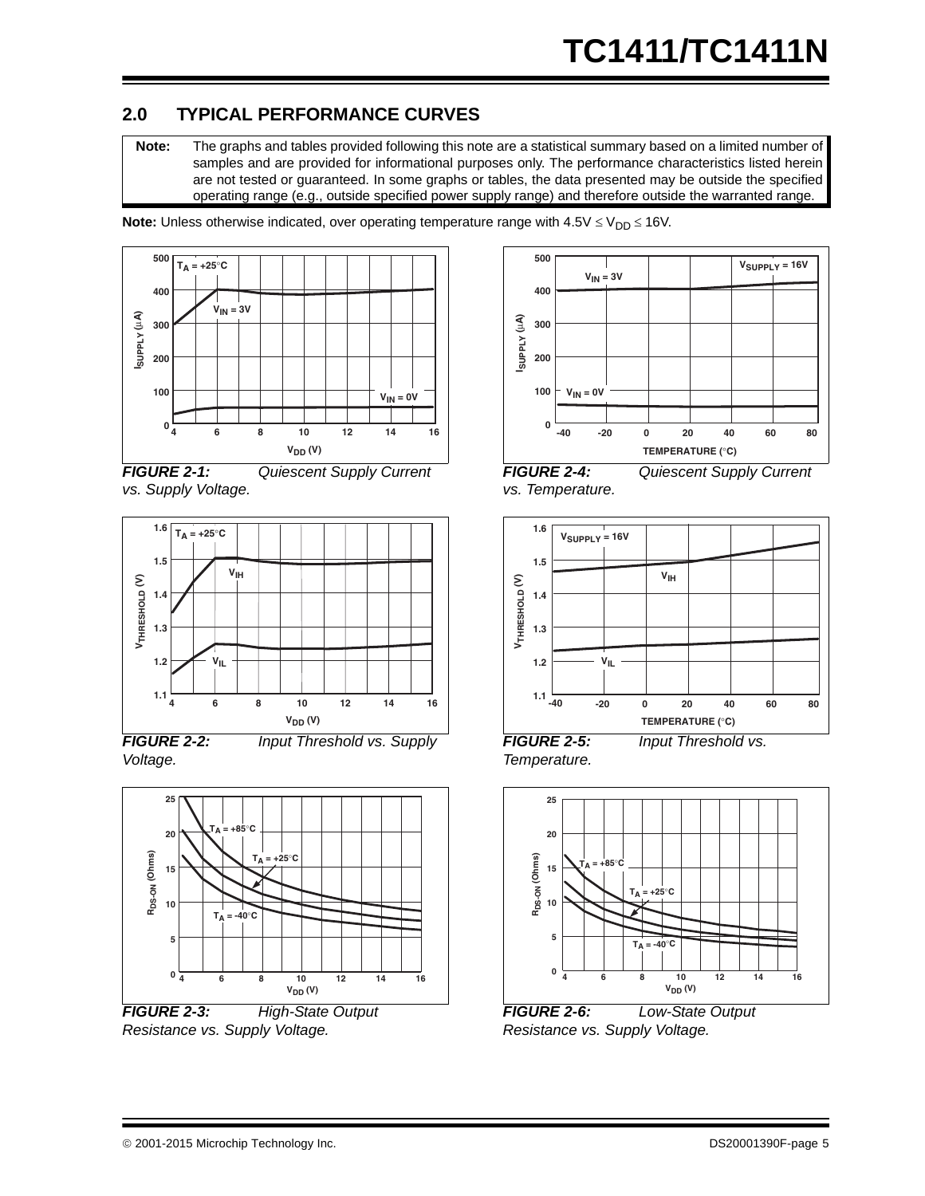## 2.0 TYPICAL PERFORMANCE CURVES

**Note:** The graphs and tables provided following this note are a statistical summary based on a limited number of samples and are provided for informational purposes only. The performance characteristics listed herein are not tested or guaranteed. In some graphs or tables, the data presented may be outside the specified operating range (e.g., outside specified power supply range) and therefore outside the warranted range.

**Note:** Unless otherwise indicated, over operating temperature range with $4.5V \le V_{DD} \le 16V$.

***FIGURE 2-1:*** *Quiescent Supply Current vs. Supply Voltage.*

***FIGURE 2-2:*** *Input Threshold vs. Supply Voltage.*

***FIGURE 2-3:*** *High-State Output Resistance vs. Supply Voltage.*

***FIGURE 2-4:*** *Quiescent Supply Current vs. Temperature.*

***FIGURE 2-5:*** *Input Threshold vs. Temperature.*

***FIGURE 2-6:*** *Low-State Output Resistance vs. Supply Voltage.*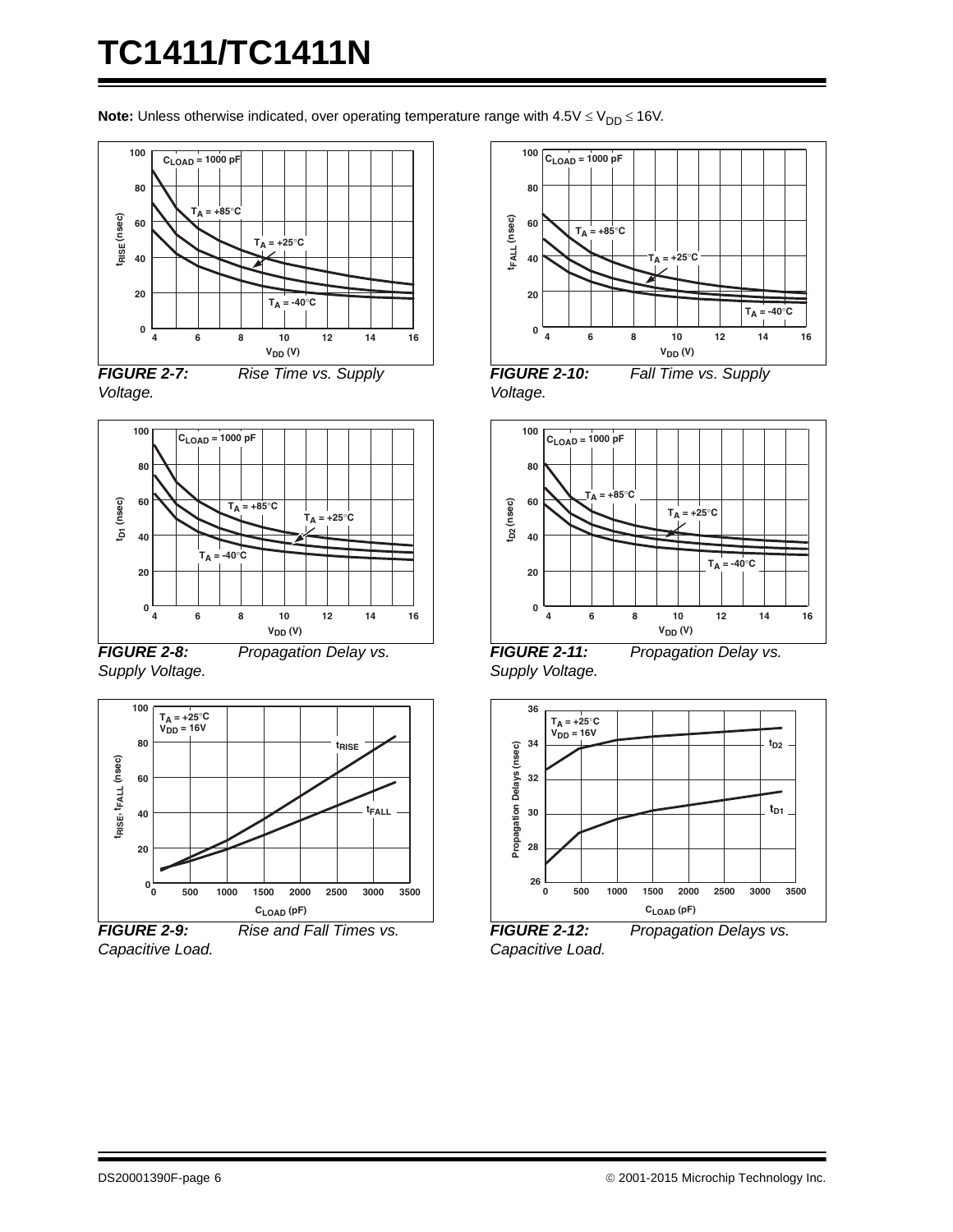**Note:** Unless otherwise indicated, over operating temperature range with 4.5V ≤ $V_{DD}$ ≤ 16V.

***FIGURE 2-7:*** *Rise Time vs. Supply Voltage.*

***FIGURE 2-8:*** *Propagation Delay vs. Supply Voltage.*

***FIGURE 2-9:*** *Rise and Fall Times vs. Capacitive Load.*

***FIGURE 2-10:*** *Fall Time vs. Supply Voltage.*

***FIGURE 2-11:*** *Propagation Delay vs. Supply Voltage.*

***FIGURE 2-12:*** *Propagation Delays vs. Capacitive Load.*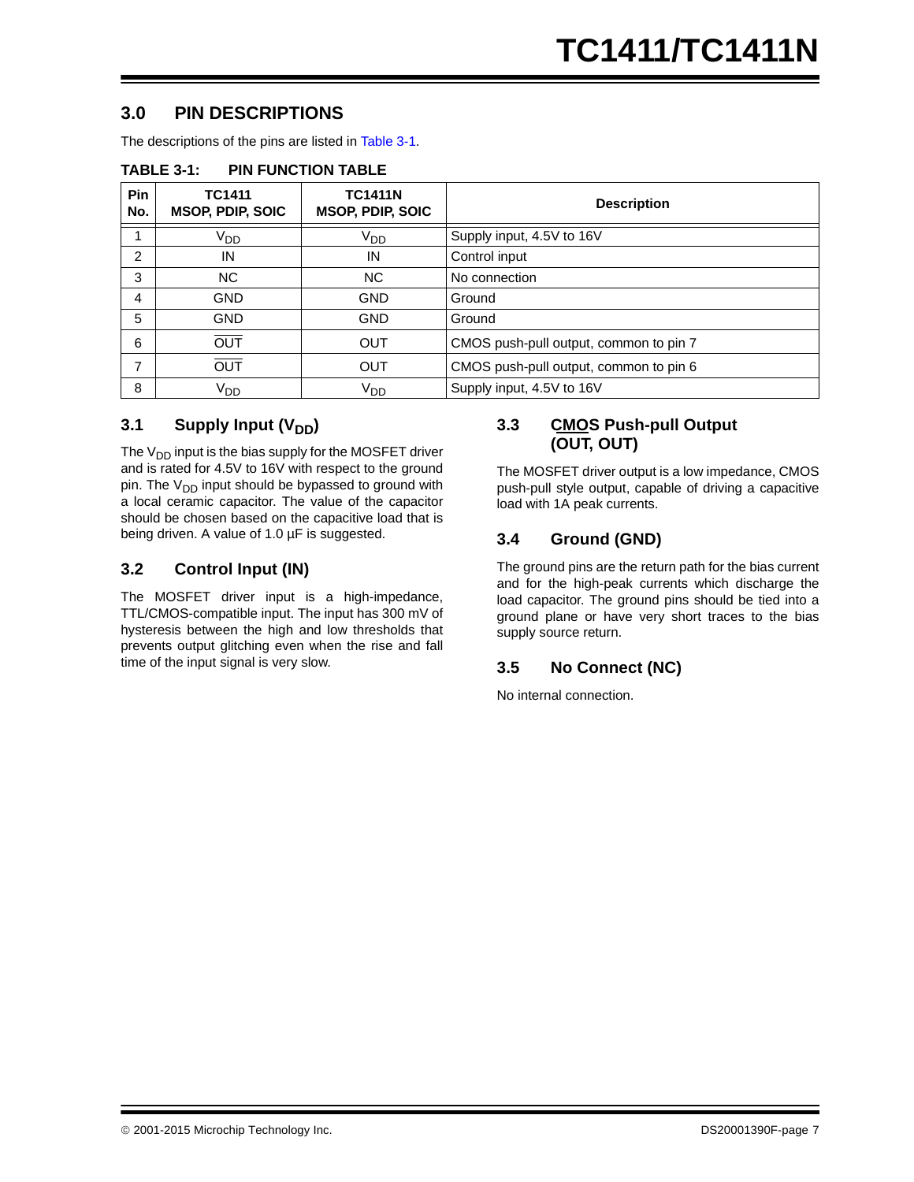## 3.0 PIN DESCRIPTIONS

The descriptions of the pins are listed in Table 3-1.

**TABLE 3-1: PIN FUNCTION TABLE**

| Pin No. | TC1411 MSOP, PDIP, SOIC | TC1411N MSOP, PDIP, SOIC | Description |
|---|---|---|---|
| 1 | $V_{DD}$ | $V_{DD}$ | Supply input, 4.5V to 16V |
| 2 | IN | IN | Control input |
| 3 | NC | NC | No connection |
| 4 | GND | GND | Ground |
| 5 | GND | GND | Ground |
| 6 | $\overline{OUT}$ | OUT | CMOS push-pull output, common to pin 7 |
| 7 | $\overline{OUT}$ | OUT | CMOS push-pull output, common to pin 6 |
| 8 | $V_{DD}$ | $V_{DD}$ | Supply input, 4.5V to 16V |

### 3.1 Supply Input ($V_{DD}$)

The $V_{DD}$ input is the bias supply for the MOSFET driver and is rated for 4.5V to 16V with respect to the ground pin. The $V_{DD}$ input should be bypassed to ground with a local ceramic capacitor. The value of the capacitor should be chosen based on the capacitive load that is being driven. A value of 1.0 µF is suggested.

### 3.2 Control Input (IN)

The MOSFET driver input is a high-impedance, TTL/CMOS-compatible input. The input has 300 mV of hysteresis between the high and low thresholds that prevents output glitching even when the rise and fall time of the input signal is very slow.

### 3.3 CMOS Push-pull Output ($\overline{OUT}$, OUT)

The MOSFET driver output is a low impedance, CMOS push-pull style output, capable of driving a capacitive load with 1A peak currents.

### 3.4 Ground (GND)

The ground pins are the return path for the bias current and for the high-peak currents which discharge the load capacitor. The ground pins should be tied into a ground plane or have very short traces to the bias supply source return.

### 3.5 No Connect (NC)

No internal connection.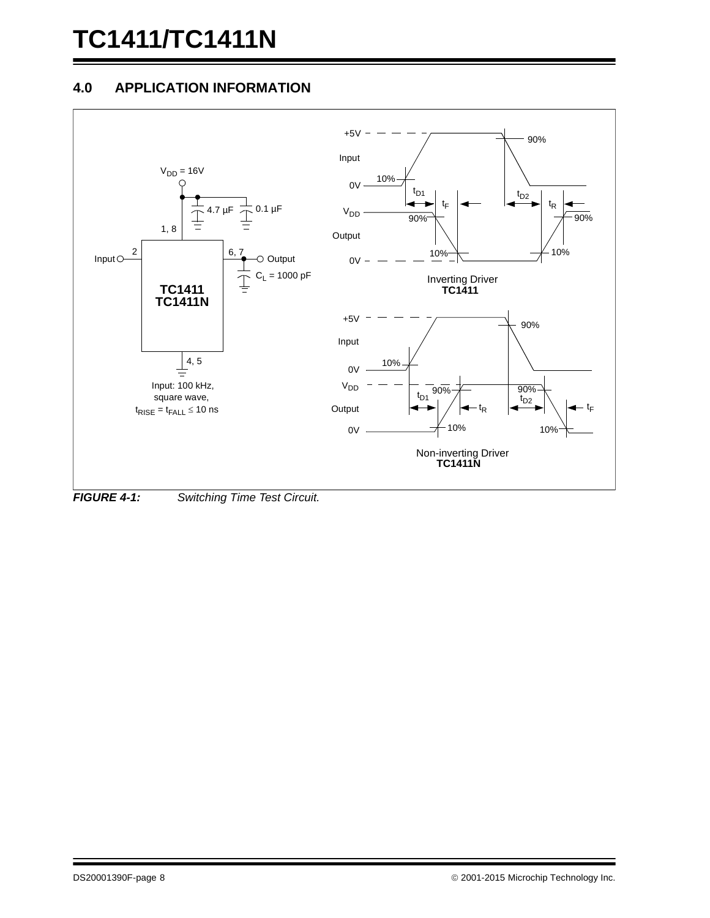## 4.0 APPLICATION INFORMATION

*FIGURE 4-1: Switching Time Test Circuit.*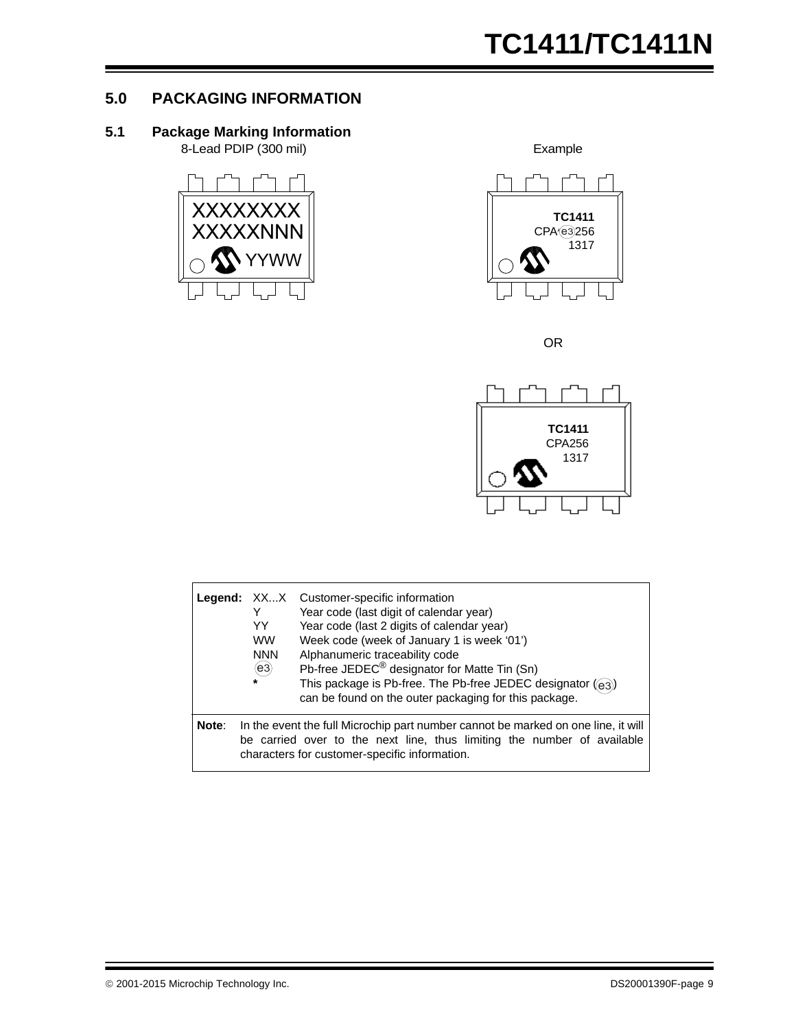## 5.0 PACKAGING INFORMATION

### 5.1 Package Marking Information

8-Lead PDIP (300 mil)

XXXXXXXX
XXXXXNNN
YYWW

Example

TC1411
CPA(e3)256
1317

OR

TC1411
CPA256
1317

| Legend: | | |
|---|---|---|
| | XX...X | Customer-specific information |
| | Y | Year code (last digit of calendar year) |
| | YY | Year code (last 2 digits of calendar year) |
| | WW | Week code (week of January 1 is week '01') |
| | NNN | Alphanumeric traceability code |
| | (e3) | Pb-free JEDEC® designator for Matte Tin (Sn) |
| | * | This package is Pb-free. The Pb-free JEDEC designator ((e3)) can be found on the outer packaging for this package. |

**Note**: In the event the full Microchip part number cannot be marked on one line, it will be carried over to the next line, thus limiting the number of available characters for customer-specific information.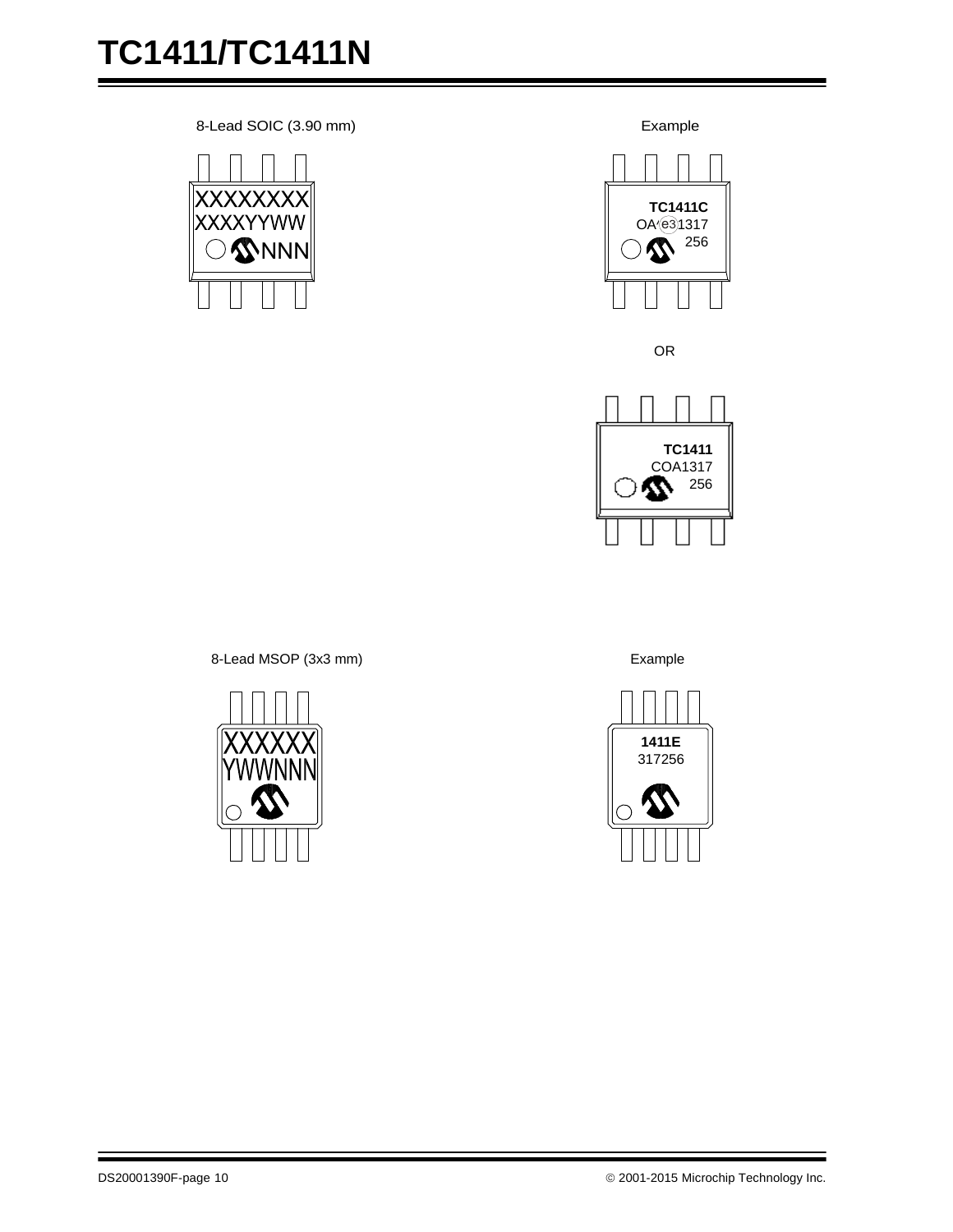8-Lead SOIC (3.90 mm)

XXXXXXXX
XXXXYYWW
NNN

Example

**TC1411C**
OA e3 1317
256

OR

**TC1411**
COA1317
256

8-Lead MSOP (3x3 mm)

XXXXXX
YWWNNN

Example

**1411E**
317256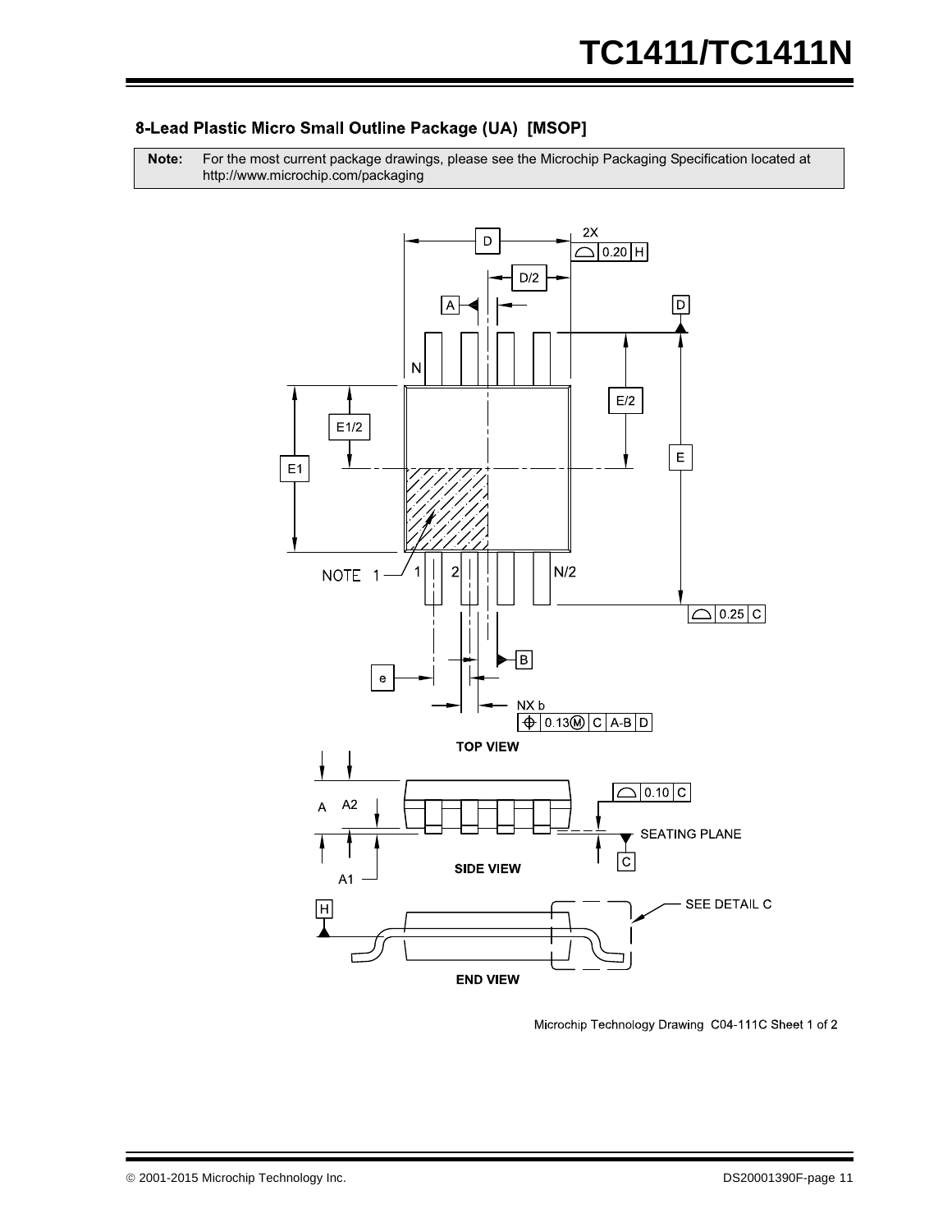## 8-Lead Plastic Micro Small Outline Package (UA) [MSOP]

| **Note:** | For the most current package drawings, please see the Microchip Packaging Specification located at http://www.microchip.com/packaging |
|---|---|

Microchip Technology Drawing C04-111C Sheet 1 of 2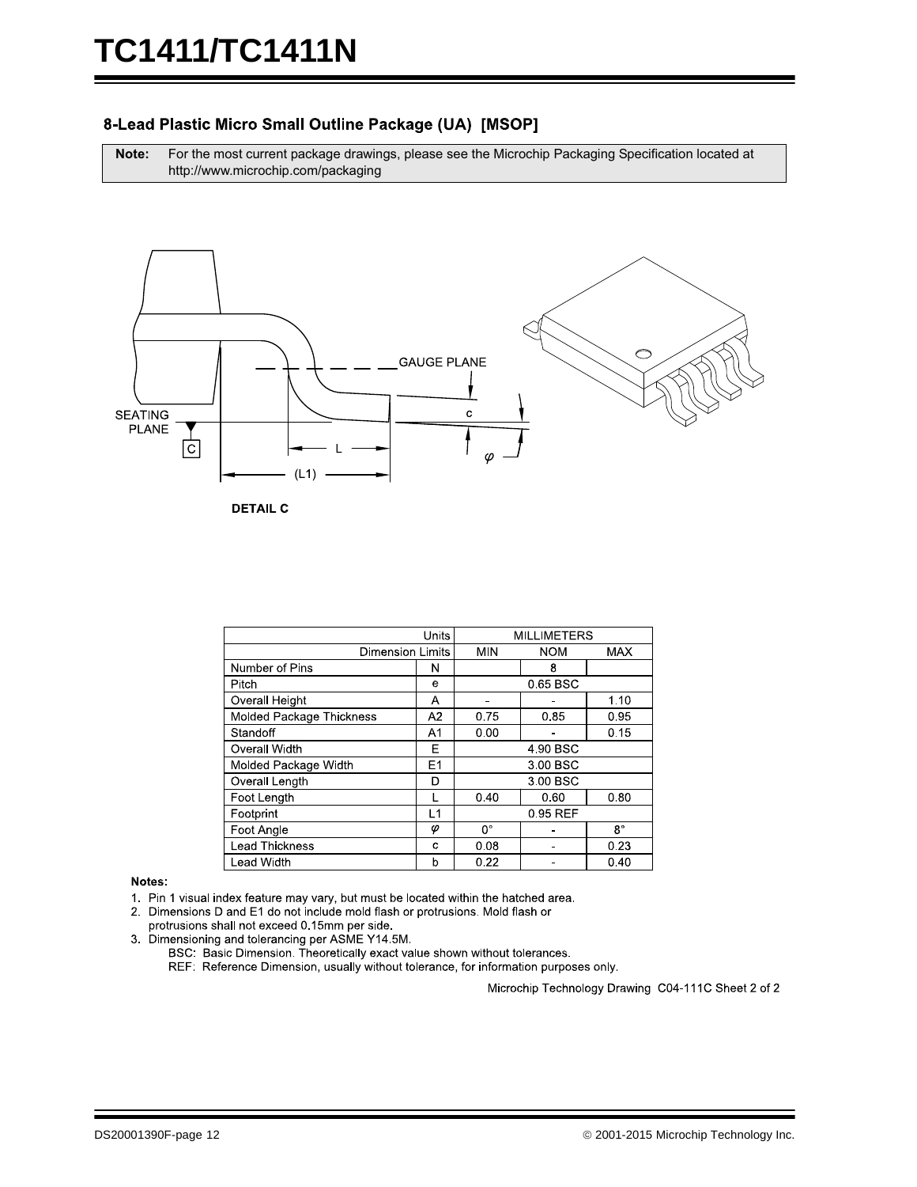## 8-Lead Plastic Micro Small Outline Package (UA) [MSOP]

**Note:** For the most current package drawings, please see the Microchip Packaging Specification located at http://www.microchip.com/packaging

GAUGE PLANE

SEATING PLANE

C

L

(L1)

c

φ

**DETAIL C**

| Units | | MILLIMETERS | | |
|---|---|---|---|---|
| Dimension Limits | | MIN | NOM | MAX |
| Number of Pins | N | | 8 | |
| Pitch | e | | 0.65 BSC | |
| Overall Height | A | - | - | 1.10 |
| Molded Package Thickness | A2 | 0.75 | 0.85 | 0.95 |
| Standoff | A1 | 0.00 | - | 0.15 |
| Overall Width | E | | 4.90 BSC | |
| Molded Package Width | E1 | | 3.00 BSC | |
| Overall Length | D | | 3.00 BSC | |
| Foot Length | L | 0.40 | 0.60 | 0.80 |
| Footprint | L1 | | 0.95 REF | |
| Foot Angle | φ | 0° | - | 8° |
| Lead Thickness | c | 0.08 | - | 0.23 |
| Lead Width | b | 0.22 | - | 0.40 |

**Notes:**

1. Pin 1 visual index feature may vary, but must be located within the hatched area.
2. Dimensions D and E1 do not include mold flash or protrusions. Mold flash or protrusions shall not exceed 0.15mm per side.
3. Dimensioning and tolerancing per ASME Y14.5M.
   BSC: Basic Dimension. Theoretically exact value shown without tolerances.
   REF: Reference Dimension, usually without tolerance, for information purposes only.

Microchip Technology Drawing C04-111C Sheet 2 of 2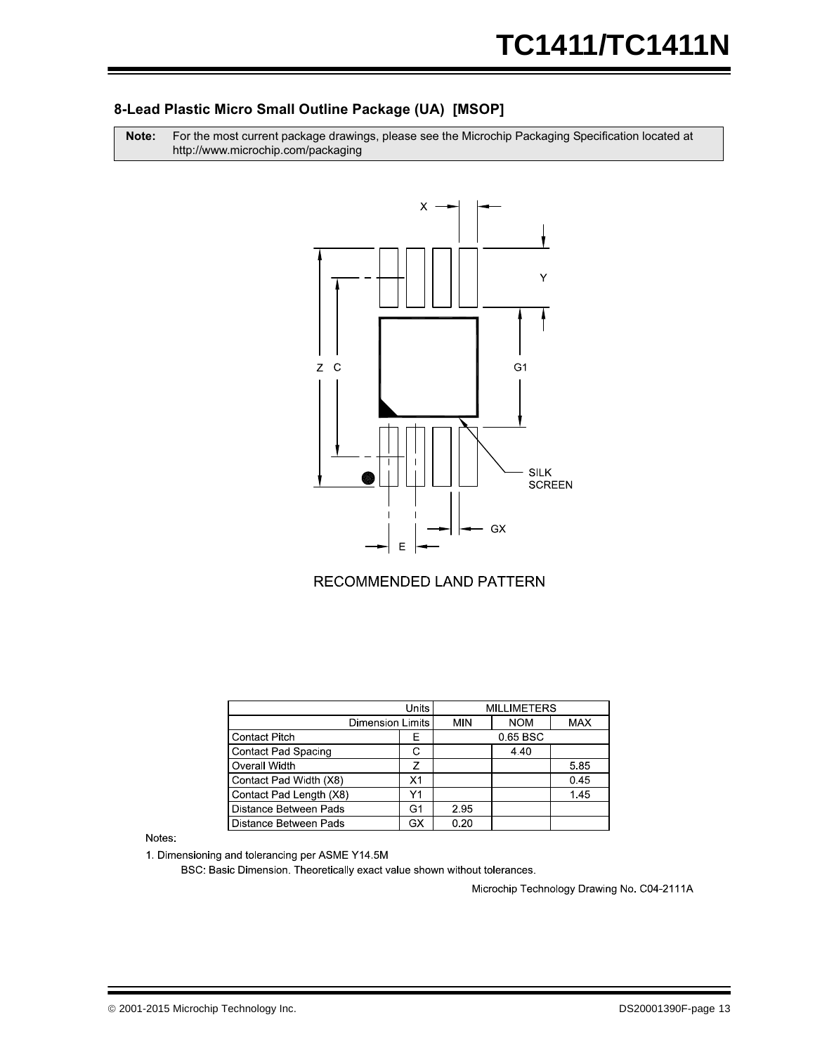## 8-Lead Plastic Micro Small Outline Package (UA) [MSOP]

| **Note:** | For the most current package drawings, please see the Microchip Packaging Specification located at http://www.microchip.com/packaging |
|---|---|

RECOMMENDED LAND PATTERN

| Units | | MILLIMETERS | | |
|---|---|---|---|---|
| Dimension Limits | | MIN | NOM | MAX |
| Contact Pitch | E | 0.65 BSC | | |
| Contact Pad Spacing | C | | 4.40 | |
| Overall Width | Z | | | 5.85 |
| Contact Pad Width (X8) | X1 | | | 0.45 |
| Contact Pad Length (X8) | Y1 | | | 1.45 |
| Distance Between Pads | G1 | 2.95 | | |
| Distance Between Pads | GX | 0.20 | | |

Notes:

1. Dimensioning and tolerancing per ASME Y14.5M

   BSC: Basic Dimension. Theoretically exact value shown without tolerances.

Microchip Technology Drawing No. C04-2111A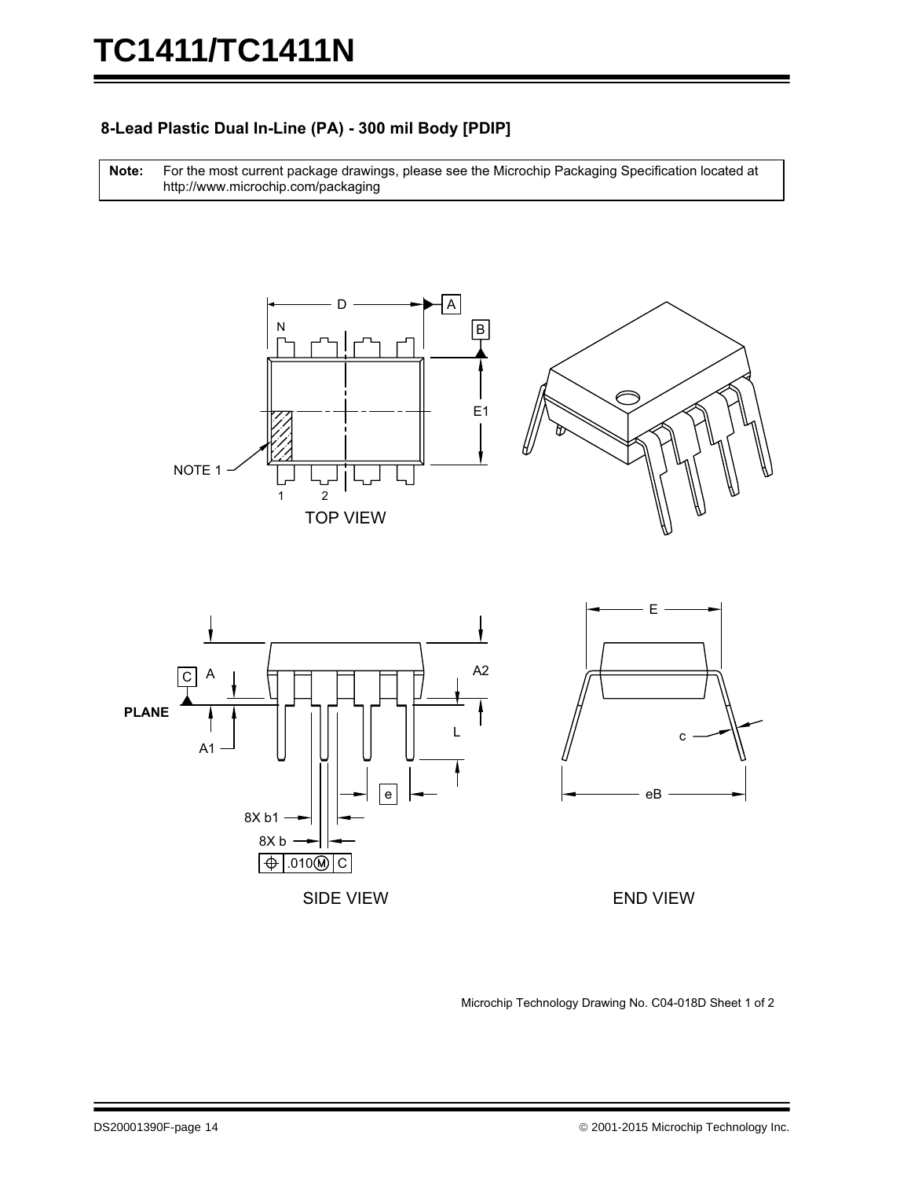## 8-Lead Plastic Dual In-Line (PA) - 300 mil Body [PDIP]

| **Note:** | For the most current package drawings, please see the Microchip Packaging Specification located at http://www.microchip.com/packaging |
|---|---|

Microchip Technology Drawing No. C04-018D Sheet 1 of 2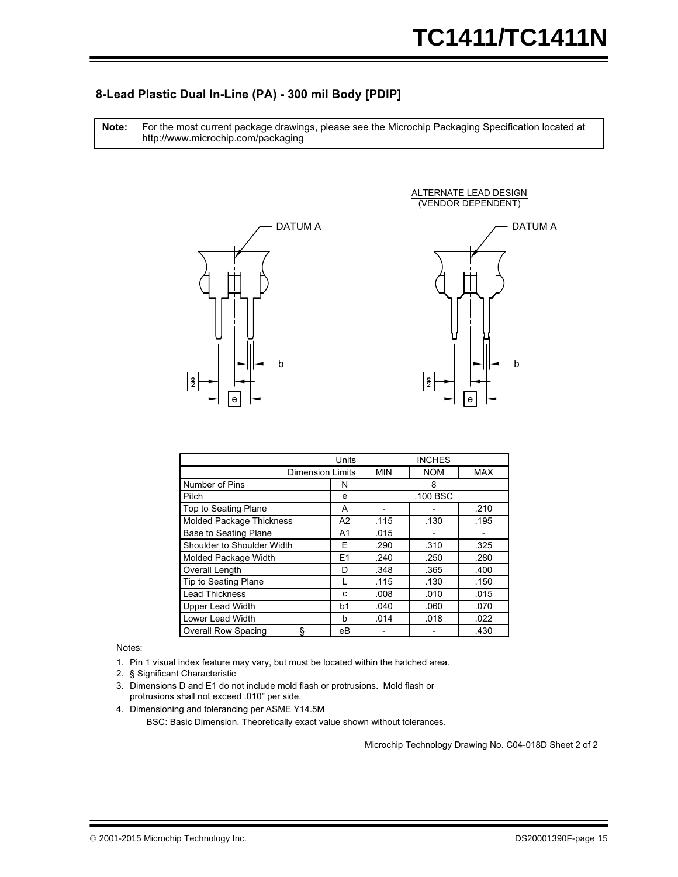## 8-Lead Plastic Dual In-Line (PA) - 300 mil Body [PDIP]

**Note:** For the most current package drawings, please see the Microchip Packaging Specification located at http://www.microchip.com/packaging

ALTERNATE LEAD DESIGN
(VENDOR DEPENDENT)

DATUM A

DATUM A

| Units | | INCHES | | |
|---|---|---|---|---|
| Dimension Limits | | MIN | NOM | MAX |
| Number of Pins | N | | 8 | |
| Pitch | e | | .100 BSC | |
| Top to Seating Plane | A | - | - | .210 |
| Molded Package Thickness | A2 | .115 | .130 | .195 |
| Base to Seating Plane | A1 | .015 | - | - |
| Shoulder to Shoulder Width | E | .290 | .310 | .325 |
| Molded Package Width | E1 | .240 | .250 | .280 |
| Overall Length | D | .348 | .365 | .400 |
| Tip to Seating Plane | L | .115 | .130 | .150 |
| Lead Thickness | c | .008 | .010 | .015 |
| Upper Lead Width | b1 | .040 | .060 | .070 |
| Lower Lead Width | b | .014 | .018 | .022 |
| Overall Row Spacing § | eB | - | - | .430 |

Notes:

1. Pin 1 visual index feature may vary, but must be located within the hatched area.
2. § Significant Characteristic
3. Dimensions D and E1 do not include mold flash or protrusions. Mold flash or protrusions shall not exceed .010" per side.
4. Dimensioning and tolerancing per ASME Y14.5M

   BSC: Basic Dimension. Theoretically exact value shown without tolerances.

Microchip Technology Drawing No. C04-018D Sheet 2 of 2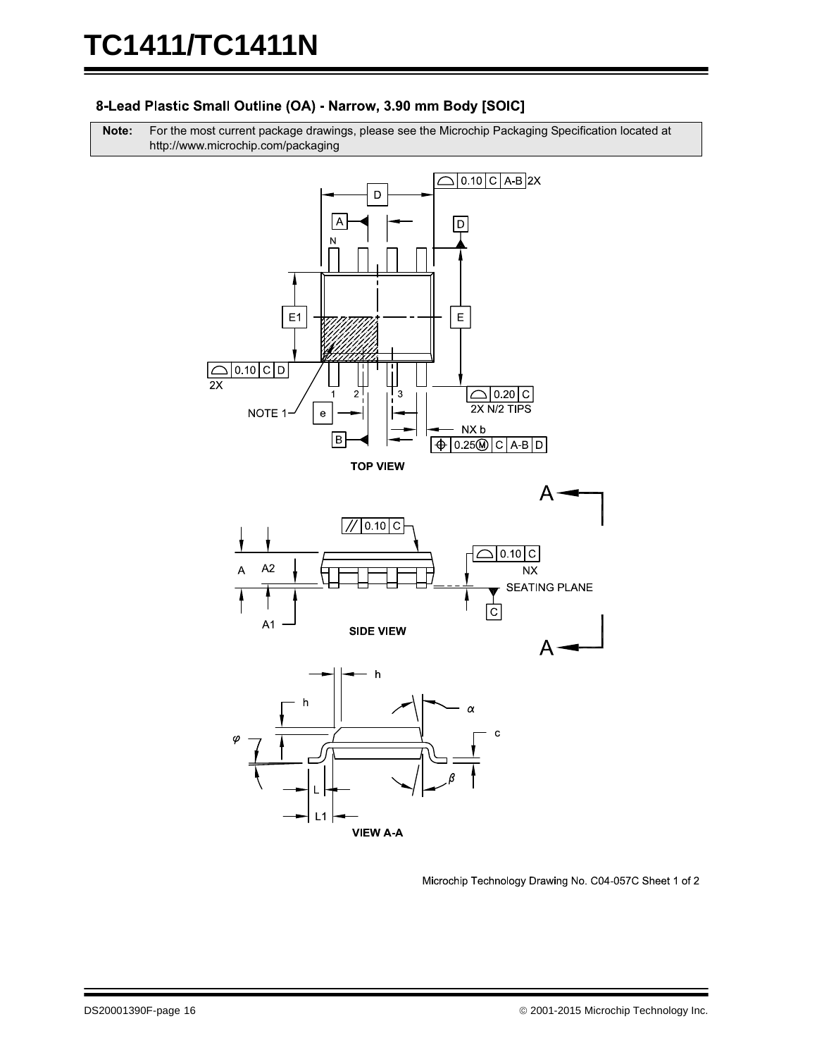### 8-Lead Plastic Small Outline (OA) - Narrow, 3.90 mm Body [SOIC]

**Note:** For the most current package drawings, please see the Microchip Packaging Specification located at http://www.microchip.com/packaging

TOP VIEW

SIDE VIEW

VIEW A-A

Microchip Technology Drawing No. C04-057C Sheet 1 of 2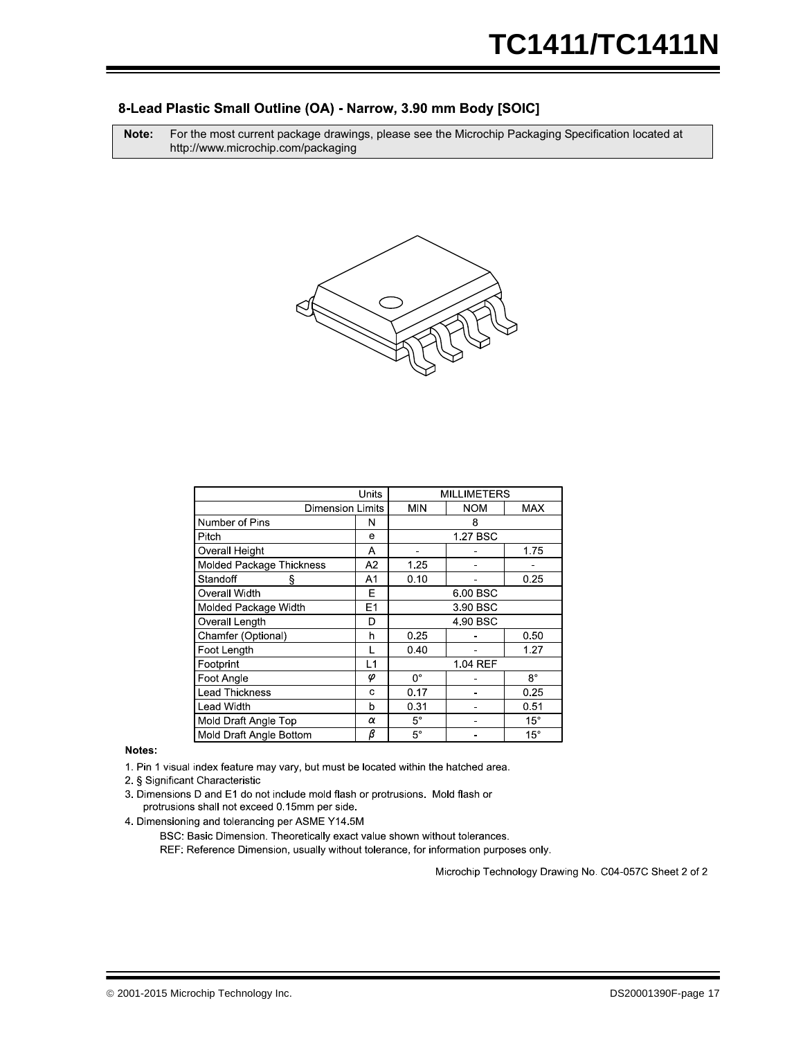## 8-Lead Plastic Small Outline (OA) - Narrow, 3.90 mm Body [SOIC]

| **Note:** | For the most current package drawings, please see the Microchip Packaging Specification located at http://www.microchip.com/packaging |
|---|---|

| Units | | MILLIMETERS | | |
|---|---|---|---|---|
| Dimension Limits | | MIN | NOM | MAX |
| Number of Pins | N | | 8 | |
| Pitch | e | | 1.27 BSC | |
| Overall Height | A | - | - | 1.75 |
| Molded Package Thickness | A2 | 1.25 | - | - |
| Standoff § | A1 | 0.10 | - | 0.25 |
| Overall Width | E | | 6.00 BSC | |
| Molded Package Width | E1 | | 3.90 BSC | |
| Overall Length | D | | 4.90 BSC | |
| Chamfer (Optional) | h | 0.25 | - | 0.50 |
| Foot Length | L | 0.40 | - | 1.27 |
| Footprint | L1 | | 1.04 REF | |
| Foot Angle | $\varphi$ | 0° | - | 8° |
| Lead Thickness | c | 0.17 | - | 0.25 |
| Lead Width | b | 0.31 | - | 0.51 |
| Mold Draft Angle Top | $\alpha$ | 5° | - | 15° |
| Mold Draft Angle Bottom | $\beta$ | 5° | - | 15° |

**Notes:**

1. Pin 1 visual index feature may vary, but must be located within the hatched area.
2. § Significant Characteristic
3. Dimensions D and E1 do not include mold flash or protrusions. Mold flash or protrusions shall not exceed 0.15mm per side.
4. Dimensioning and tolerancing per ASME Y14.5M

   BSC: Basic Dimension. Theoretically exact value shown without tolerances.

   REF: Reference Dimension, usually without tolerance, for information purposes only.

Microchip Technology Drawing No. C04-057C Sheet 2 of 2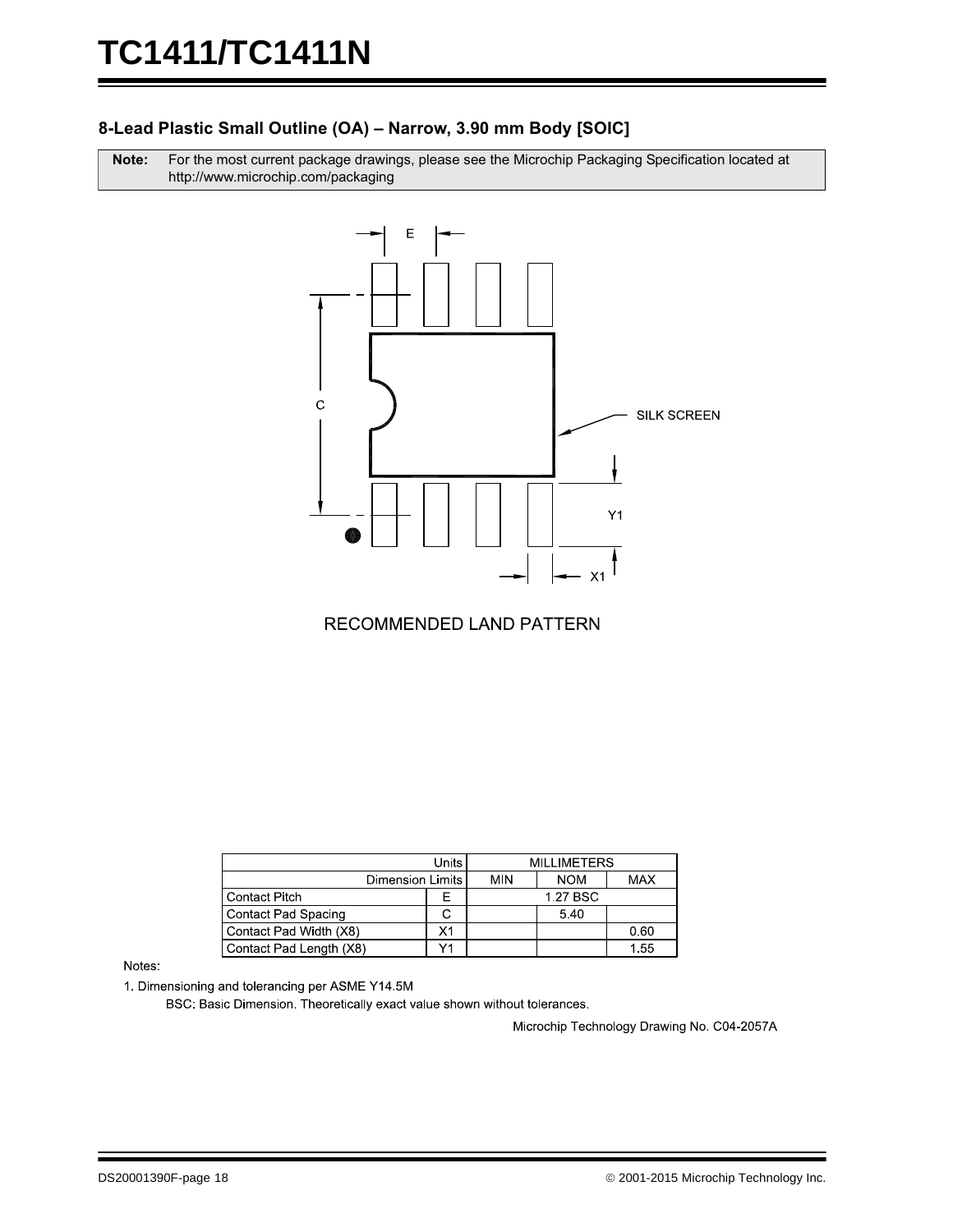## 8-Lead Plastic Small Outline (OA) – Narrow, 3.90 mm Body [SOIC]

**Note:** For the most current package drawings, please see the Microchip Packaging Specification located at http://www.microchip.com/packaging

RECOMMENDED LAND PATTERN

| Units | | MILLIMETERS | | |
|---|---|---|---|---|
| Dimension Limits | | MIN | NOM | MAX |
| Contact Pitch | E | | 1.27 BSC | |
| Contact Pad Spacing | C | | 5.40 | |
| Contact Pad Width (X8) | X1 | | | 0.60 |
| Contact Pad Length (X8) | Y1 | | | 1.55 |

Notes:

1. Dimensioning and tolerancing per ASME Y14.5M

   BSC: Basic Dimension. Theoretically exact value shown without tolerances.

Microchip Technology Drawing No. C04-2057A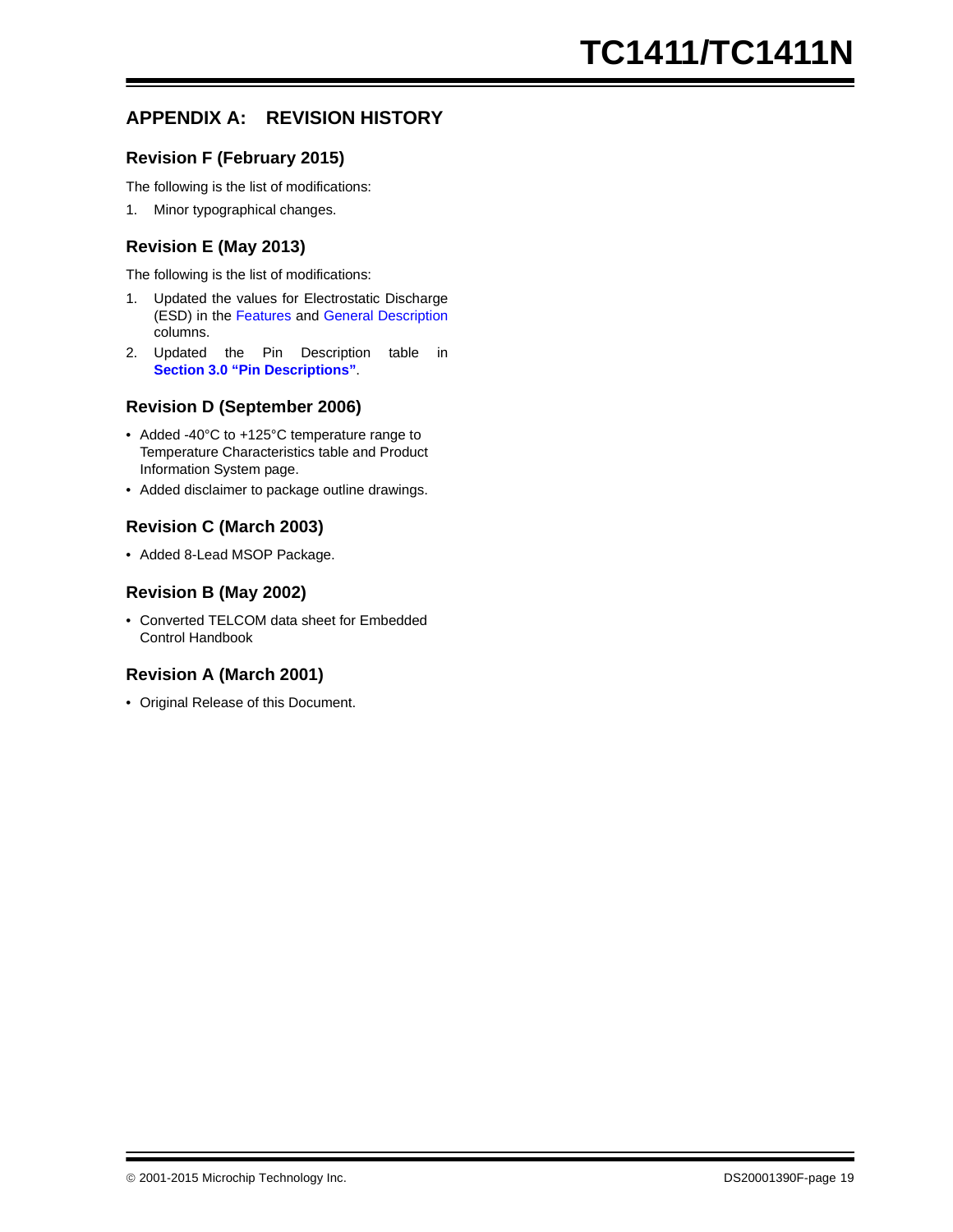# APPENDIX A: REVISION HISTORY

## Revision F (February 2015)

The following is the list of modifications:

1. Minor typographical changes.

## Revision E (May 2013)

The following is the list of modifications:

1. Updated the values for Electrostatic Discharge (ESD) in the Features and General Description columns.
2. Updated the Pin Description table in **Section 3.0 "Pin Descriptions"**.

## Revision D (September 2006)

- Added -40°C to +125°C temperature range to Temperature Characteristics table and Product Information System page.
- Added disclaimer to package outline drawings.

## Revision C (March 2003)

- Added 8-Lead MSOP Package.

## Revision B (May 2002)

- Converted TELCOM data sheet for Embedded Control Handbook

## Revision A (March 2001)

- Original Release of this Document.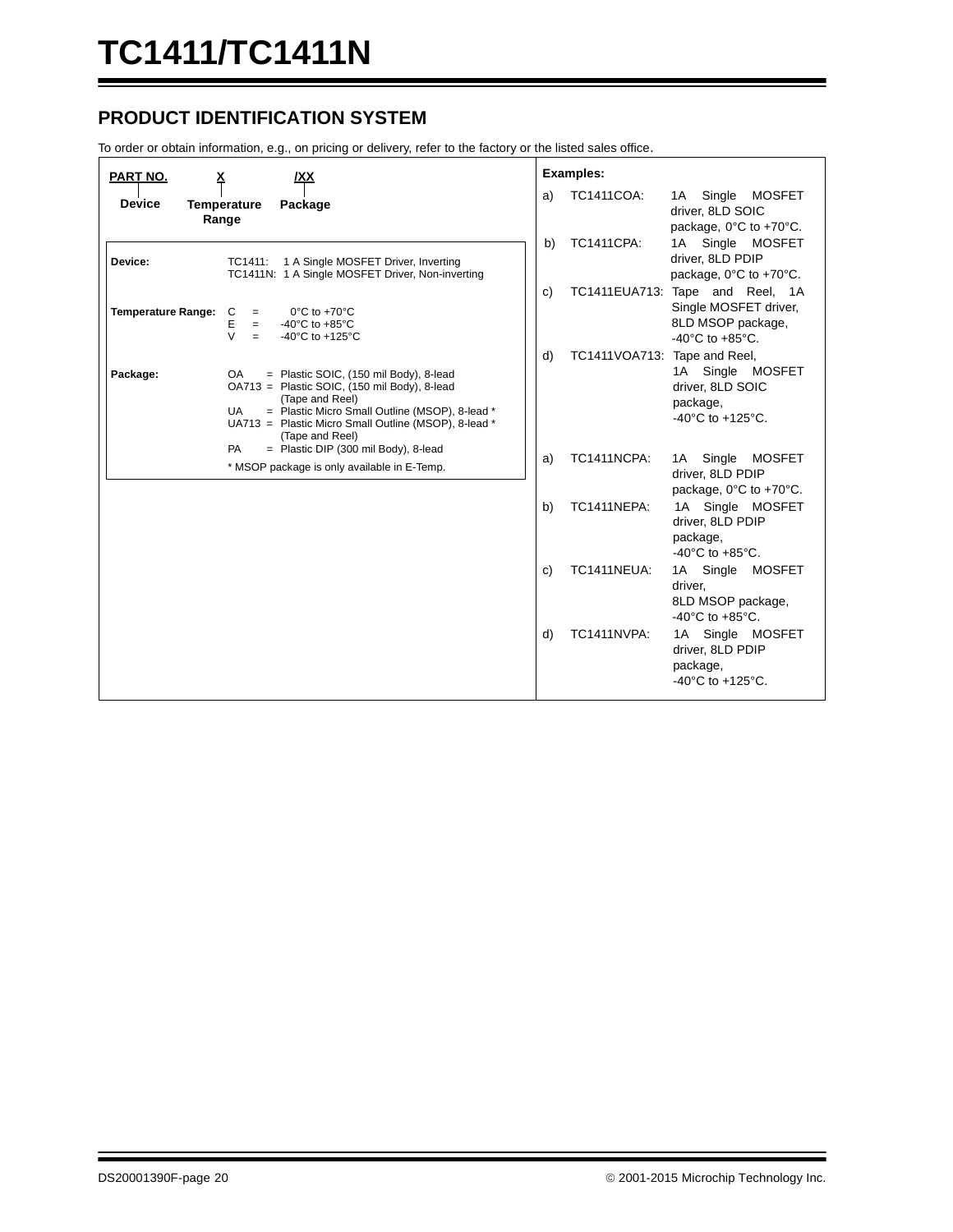## PRODUCT IDENTIFICATION SYSTEM

To order or obtain information, e.g., on pricing or delivery, refer to the factory or the listed sales office.

| PART NO. | X | /XX |
|---|---|---|
| Device | Temperature Range | Package |

**Device:** TC1411: 1 A Single MOSFET Driver, Inverting
TC1411N: 1 A Single MOSFET Driver, Non-inverting

**Temperature Range:**

- C = 0°C to +70°C
- E = -40°C to +85°C
- V = -40°C to +125°C

**Package:**

- OA = Plastic SOIC, (150 mil Body), 8-lead
- OA713 = Plastic SOIC, (150 mil Body), 8-lead (Tape and Reel)
- UA = Plastic Micro Small Outline (MSOP), 8-lead *
- UA713 = Plastic Micro Small Outline (MSOP), 8-lead * (Tape and Reel)
- PA = Plastic DIP (300 mil Body), 8-lead

\* MSOP package is only available in E-Temp.

**Examples:**

a) TC1411COA: 1A Single MOSFET driver, 8LD SOIC package, 0°C to +70°C.

b) TC1411CPA: 1A Single MOSFET driver, 8LD PDIP package, 0°C to +70°C.

c) TC1411EUA713: Tape and Reel, 1A Single MOSFET driver, 8LD MSOP package, -40°C to +85°C.

d) TC1411VOA713: Tape and Reel, 1A Single MOSFET driver, 8LD SOIC package, -40°C to +125°C.

a) TC1411NCPA: 1A Single MOSFET driver, 8LD PDIP package, 0°C to +70°C.

b) TC1411NEPA: 1A Single MOSFET driver, 8LD PDIP package, -40°C to +85°C.

c) TC1411NEUA: 1A Single MOSFET driver, 8LD MSOP package, -40°C to +85°C.

d) TC1411NVPA: 1A Single MOSFET driver, 8LD PDIP package, -40°C to +125°C.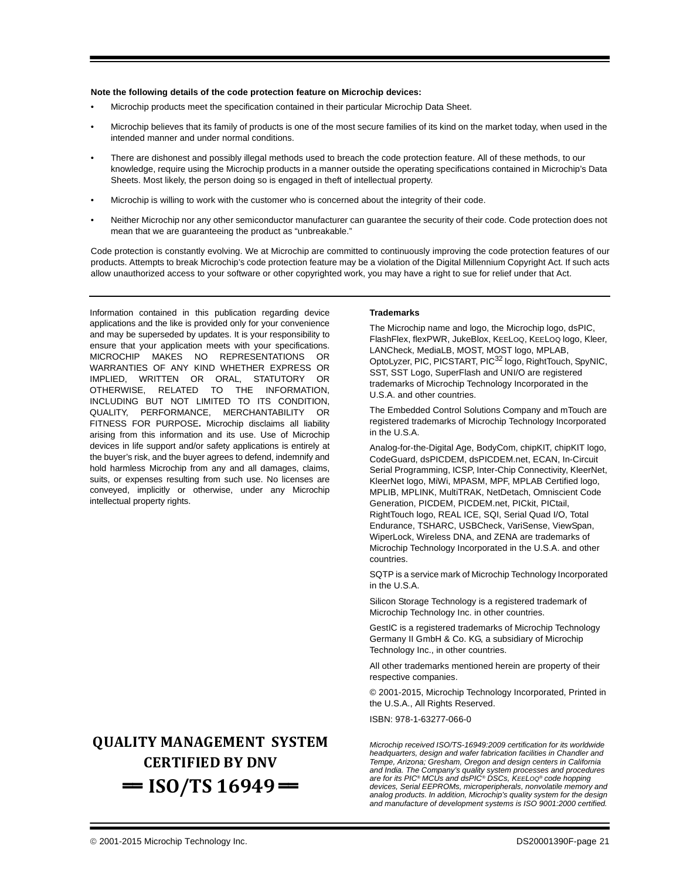**Note the following details of the code protection feature on Microchip devices:**

- Microchip products meet the specification contained in their particular Microchip Data Sheet.
- Microchip believes that its family of products is one of the most secure families of its kind on the market today, when used in the intended manner and under normal conditions.
- There are dishonest and possibly illegal methods used to breach the code protection feature. All of these methods, to our knowledge, require using the Microchip products in a manner outside the operating specifications contained in Microchip's Data Sheets. Most likely, the person doing so is engaged in theft of intellectual property.
- Microchip is willing to work with the customer who is concerned about the integrity of their code.
- Neither Microchip nor any other semiconductor manufacturer can guarantee the security of their code. Code protection does not mean that we are guaranteeing the product as "unbreakable."

Code protection is constantly evolving. We at Microchip are committed to continuously improving the code protection features of our products. Attempts to break Microchip's code protection feature may be a violation of the Digital Millennium Copyright Act. If such acts allow unauthorized access to your software or other copyrighted work, you may have a right to sue for relief under that Act.

---

Information contained in this publication regarding device applications and the like is provided only for your convenience and may be superseded by updates. It is your responsibility to ensure that your application meets with your specifications. MICROCHIP MAKES NO REPRESENTATIONS OR WARRANTIES OF ANY KIND WHETHER EXPRESS OR IMPLIED, WRITTEN OR ORAL, STATUTORY OR OTHERWISE, RELATED TO THE INFORMATION, INCLUDING BUT NOT LIMITED TO ITS CONDITION, QUALITY, PERFORMANCE, MERCHANTABILITY OR FITNESS FOR PURPOSE**.** Microchip disclaims all liability arising from this information and its use. Use of Microchip devices in life support and/or safety applications is entirely at the buyer's risk, and the buyer agrees to defend, indemnify and hold harmless Microchip from any and all damages, claims, suits, or expenses resulting from such use. No licenses are conveyed, implicitly or otherwise, under any Microchip intellectual property rights.

**Trademarks**

The Microchip name and logo, the Microchip logo, dsPIC, FlashFlex, flexPWR, JukeBlox, KEELOQ, KEELOQ logo, Kleer, LANCheck, MediaLB, MOST, MOST logo, MPLAB, OptoLyzer, PIC, PICSTART, PIC32 logo, RightTouch, SpyNIC, SST, SST Logo, SuperFlash and UNI/O are registered trademarks of Microchip Technology Incorporated in the U.S.A. and other countries.

The Embedded Control Solutions Company and mTouch are registered trademarks of Microchip Technology Incorporated in the U.S.A.

Analog-for-the-Digital Age, BodyCom, chipKIT, chipKIT logo, CodeGuard, dsPICDEM, dsPICDEM.net, ECAN, In-Circuit Serial Programming, ICSP, Inter-Chip Connectivity, KleerNet, KleerNet logo, MiWi, MPASM, MPF, MPLAB Certified logo, MPLIB, MPLINK, MultiTRAK, NetDetach, Omniscient Code Generation, PICDEM, PICDEM.net, PICkit, PICtail, RightTouch logo, REAL ICE, SQI, Serial Quad I/O, Total Endurance, TSHARC, USBCheck, VariSense, ViewSpan, WiperLock, Wireless DNA, and ZENA are trademarks of Microchip Technology Incorporated in the U.S.A. and other countries.

SQTP is a service mark of Microchip Technology Incorporated in the U.S.A.

Silicon Storage Technology is a registered trademark of Microchip Technology Inc. in other countries.

GestIC is a registered trademarks of Microchip Technology Germany II GmbH & Co. KG, a subsidiary of Microchip Technology Inc., in other countries.

All other trademarks mentioned herein are property of their respective companies.

© 2001-2015, Microchip Technology Incorporated, Printed in the U.S.A., All Rights Reserved.

ISBN: 978-1-63277-066-0

**QUALITY MANAGEMENT SYSTEM CERTIFIED BY DNV**

**== ISO/TS 16949 ==**

*Microchip received ISO/TS-16949:2009 certification for its worldwide headquarters, design and wafer fabrication facilities in Chandler and Tempe, Arizona; Gresham, Oregon and design centers in California and India. The Company's quality system processes and procedures are for its PIC® MCUs and dsPIC® DSCs, KEELOQ® code hopping devices, Serial EEPROMs, microperipherals, nonvolatile memory and analog products. In addition, Microchip's quality system for the design and manufacture of development systems is ISO 9001:2000 certified.*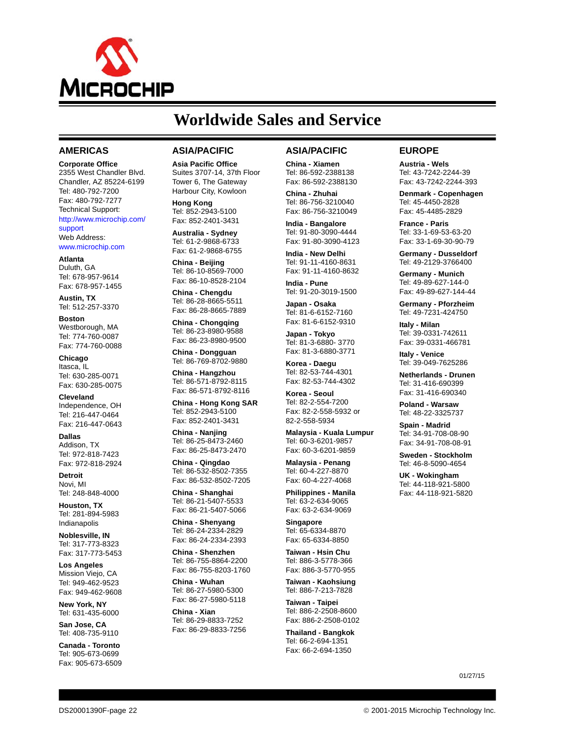# Worldwide Sales and Service

## AMERICAS

**Corporate Office**
2355 West Chandler Blvd.
Chandler, AZ 85224-6199
Tel: 480-792-7200
Fax: 480-792-7277
Technical Support:
http://www.microchip.com/support
Web Address:
www.microchip.com

**Atlanta**
Duluth, GA
Tel: 678-957-9614
Fax: 678-957-1455

**Austin, TX**
Tel: 512-257-3370

**Boston**
Westborough, MA
Tel: 774-760-0087
Fax: 774-760-0088

**Chicago**
Itasca, IL
Tel: 630-285-0071
Fax: 630-285-0075

**Cleveland**
Independence, OH
Tel: 216-447-0464
Fax: 216-447-0643

**Dallas**
Addison, TX
Tel: 972-818-7423
Fax: 972-818-2924

**Detroit**
Novi, MI
Tel: 248-848-4000

**Houston, TX**
Tel: 281-894-5983

Indianapolis

**Noblesville, IN**
Tel: 317-773-8323
Fax: 317-773-5453

**Los Angeles**
Mission Viejo, CA
Tel: 949-462-9523
Fax: 949-462-9608

**New York, NY**
Tel: 631-435-6000

**San Jose, CA**
Tel: 408-735-9110

**Canada - Toronto**
Tel: 905-673-0699
Fax: 905-673-6509

## ASIA/PACIFIC

**Asia Pacific Office**
Suites 3707-14, 37th Floor
Tower 6, The Gateway
Harbour City, Kowloon

**Hong Kong**
Tel: 852-2943-5100
Fax: 852-2401-3431

**Australia - Sydney**
Tel: 61-2-9868-6733
Fax: 61-2-9868-6755

**China - Beijing**
Tel: 86-10-8569-7000
Fax: 86-10-8528-2104

**China - Chengdu**
Tel: 86-28-8665-5511
Fax: 86-28-8665-7889

**China - Chongqing**
Tel: 86-23-8980-9588
Fax: 86-23-8980-9500

**China - Dongguan**
Tel: 86-769-8702-9880

**China - Hangzhou**
Tel: 86-571-8792-8115
Fax: 86-571-8792-8116

**China - Hong Kong SAR**
Tel: 852-2943-5100
Fax: 852-2401-3431

**China - Nanjing**
Tel: 86-25-8473-2460
Fax: 86-25-8473-2470

**China - Qingdao**
Tel: 86-532-8502-7355
Fax: 86-532-8502-7205

**China - Shanghai**
Tel: 86-21-5407-5533
Fax: 86-21-5407-5066

**China - Shenyang**
Tel: 86-24-2334-2829
Fax: 86-24-2334-2393

**China - Shenzhen**
Tel: 86-755-8864-2200
Fax: 86-755-8203-1760

**China - Wuhan**
Tel: 86-27-5980-5300
Fax: 86-27-5980-5118

**China - Xian**
Tel: 86-29-8833-7252
Fax: 86-29-8833-7256

## ASIA/PACIFIC

**China - Xiamen**
Tel: 86-592-2388138
Fax: 86-592-2388130

**China - Zhuhai**
Tel: 86-756-3210040
Fax: 86-756-3210049

**India - Bangalore**
Tel: 91-80-3090-4444
Fax: 91-80-3090-4123

**India - New Delhi**
Tel: 91-11-4160-8631
Fax: 91-11-4160-8632

**India - Pune**
Tel: 91-20-3019-1500

**Japan - Osaka**
Tel: 81-6-6152-7160
Fax: 81-6-6152-9310

**Japan - Tokyo**
Tel: 81-3-6880- 3770
Fax: 81-3-6880-3771

**Korea - Daegu**
Tel: 82-53-744-4301
Fax: 82-53-744-4302

**Korea - Seoul**
Tel: 82-2-554-7200
Fax: 82-2-558-5932 or
82-2-558-5934

**Malaysia - Kuala Lumpur**
Tel: 60-3-6201-9857
Fax: 60-3-6201-9859

**Malaysia - Penang**
Tel: 60-4-227-8870
Fax: 60-4-227-4068

**Philippines - Manila**
Tel: 63-2-634-9065
Fax: 63-2-634-9069

**Singapore**
Tel: 65-6334-8870
Fax: 65-6334-8850

**Taiwan - Hsin Chu**
Tel: 886-3-5778-366
Fax: 886-3-5770-955

**Taiwan - Kaohsiung**
Tel: 886-7-213-7828

**Taiwan - Taipei**
Tel: 886-2-2508-8600
Fax: 886-2-2508-0102

**Thailand - Bangkok**
Tel: 66-2-694-1351
Fax: 66-2-694-1350

## EUROPE

**Austria - Wels**
Tel: 43-7242-2244-39
Fax: 43-7242-2244-393

**Denmark - Copenhagen**
Tel: 45-4450-2828
Fax: 45-4485-2829

**France - Paris**
Tel: 33-1-69-53-63-20
Fax: 33-1-69-30-90-79

**Germany - Dusseldorf**
Tel: 49-2129-3766400

**Germany - Munich**
Tel: 49-89-627-144-0
Fax: 49-89-627-144-44

**Germany - Pforzheim**
Tel: 49-7231-424750

**Italy - Milan**
Tel: 39-0331-742611
Fax: 39-0331-466781

**Italy - Venice**
Tel: 39-049-7625286

**Netherlands - Drunen**
Tel: 31-416-690399
Fax: 31-416-690340

**Poland - Warsaw**
Tel: 48-22-3325737

**Spain - Madrid**
Tel: 34-91-708-08-90
Fax: 34-91-708-08-91

**Sweden - Stockholm**
Tel: 46-8-5090-4654

**UK - Wokingham**
Tel: 44-118-921-5800
Fax: 44-118-921-5820

01/27/15